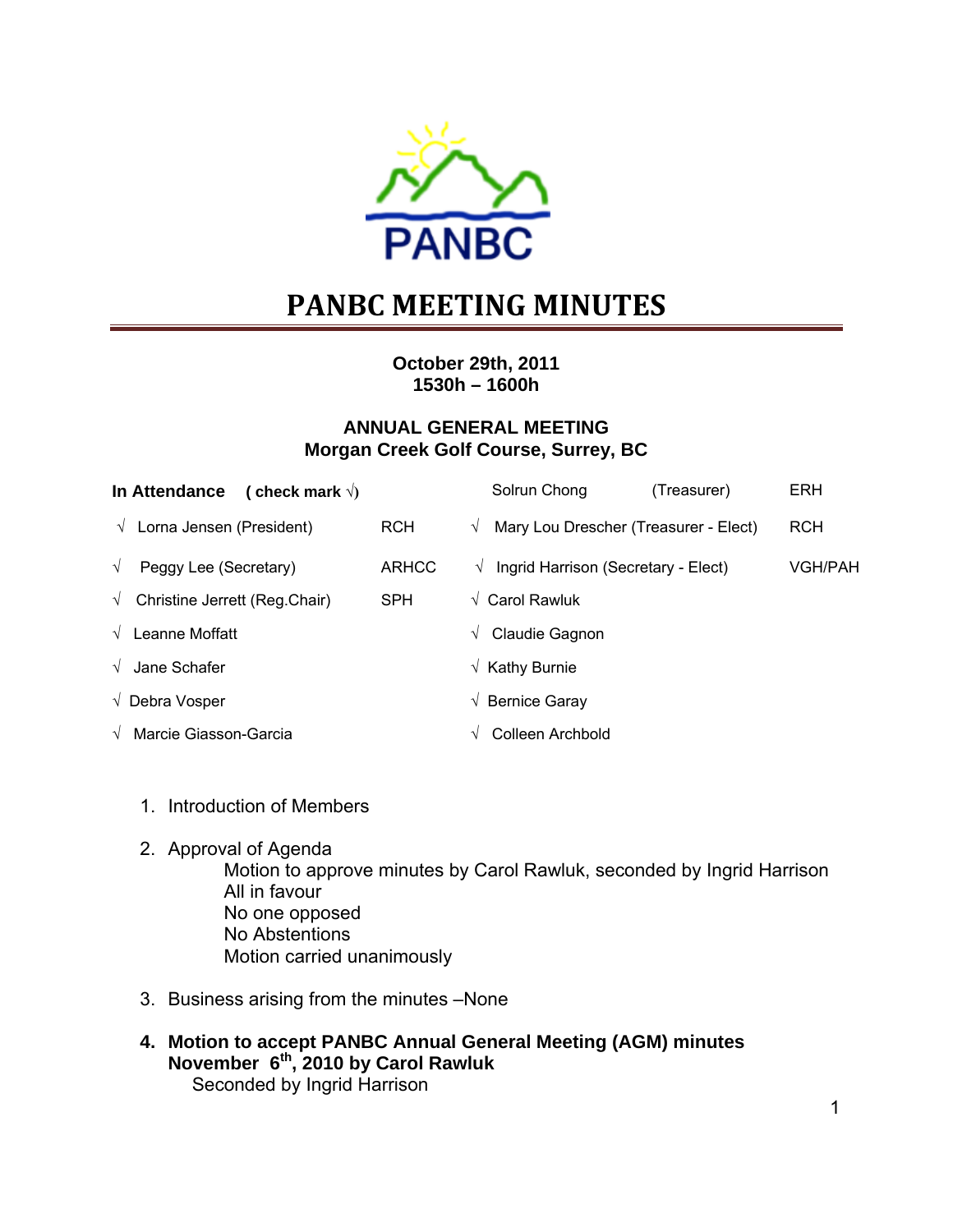PANBC

# PANBC MEETING MINUTES

**October 29th, 2011**
**1530h – 1600h**

**ANNUAL GENERAL MEETING**
**Morgan Creek Golf Course, Surrey, BC**

| **In Attendance ( check mark √)** | | | | |
|---|---|---|---|---|
| | | | Solrun Chong (Treasurer) | ERH |
| √ | Lorna Jensen (President) | RCH | √ Mary Lou Drescher (Treasurer - Elect) | RCH |
| √ | Peggy Lee (Secretary) | ARHCC | √ Ingrid Harrison (Secretary - Elect) | VGH/PAH |
| √ | Christine Jerrett (Reg.Chair) | SPH | √ Carol Rawluk | |
| √ | Leanne Moffatt | | √ Claudie Gagnon | |
| √ | Jane Schafer | | √ Kathy Burnie | |
| √ | Debra Vosper | | √ Bernice Garay | |
| √ | Marcie Giasson-Garcia | | √ Colleen Archbold | |

1. Introduction of Members

2. Approval of Agenda
   Motion to approve minutes by Carol Rawluk, seconded by Ingrid Harrison
   All in favour
   No one opposed
   No Abstentions
   Motion carried unanimously

3. Business arising from the minutes –None

4. **Motion to accept PANBC Annual General Meeting (AGM) minutes November 6th, 2010 by Carol Rawluk**
   Seconded by Ingrid Harrison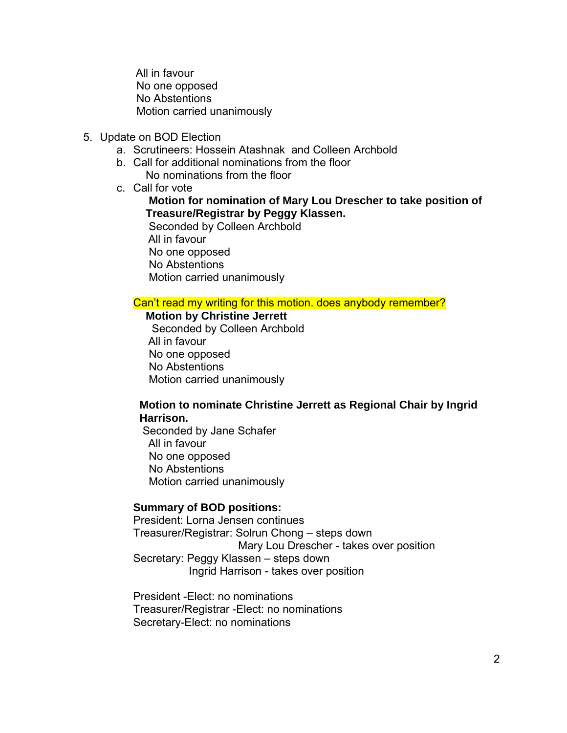All in favour
No one opposed
No Abstentions
Motion carried unanimously

5. Update on BOD Election
   a. Scrutineers: Hossein Atashnak and Colleen Archbold
   b. Call for additional nominations from the floor
      No nominations from the floor
   c. Call for vote
      **Motion for nomination of Mary Lou Drescher to take position of Treasure/Registrar by Peggy Klassen.**
      Seconded by Colleen Archbold
      All in favour
      No one opposed
      No Abstentions
      Motion carried unanimously

      Can't read my writing for this motion. does anybody remember?
      **Motion by Christine Jerrett**
      Seconded by Colleen Archbold
      All in favour
      No one opposed
      No Abstentions
      Motion carried unanimously

      **Motion to nominate Christine Jerrett as Regional Chair by Ingrid Harrison.**
      Seconded by Jane Schafer
      All in favour
      No one opposed
      No Abstentions
      Motion carried unanimously

**Summary of BOD positions:**
President: Lorna Jensen continues
Treasurer/Registrar: Solrun Chong – steps down
Mary Lou Drescher - takes over position
Secretary: Peggy Klassen – steps down
Ingrid Harrison - takes over position

President -Elect: no nominations
Treasurer/Registrar -Elect: no nominations
Secretary-Elect: no nominations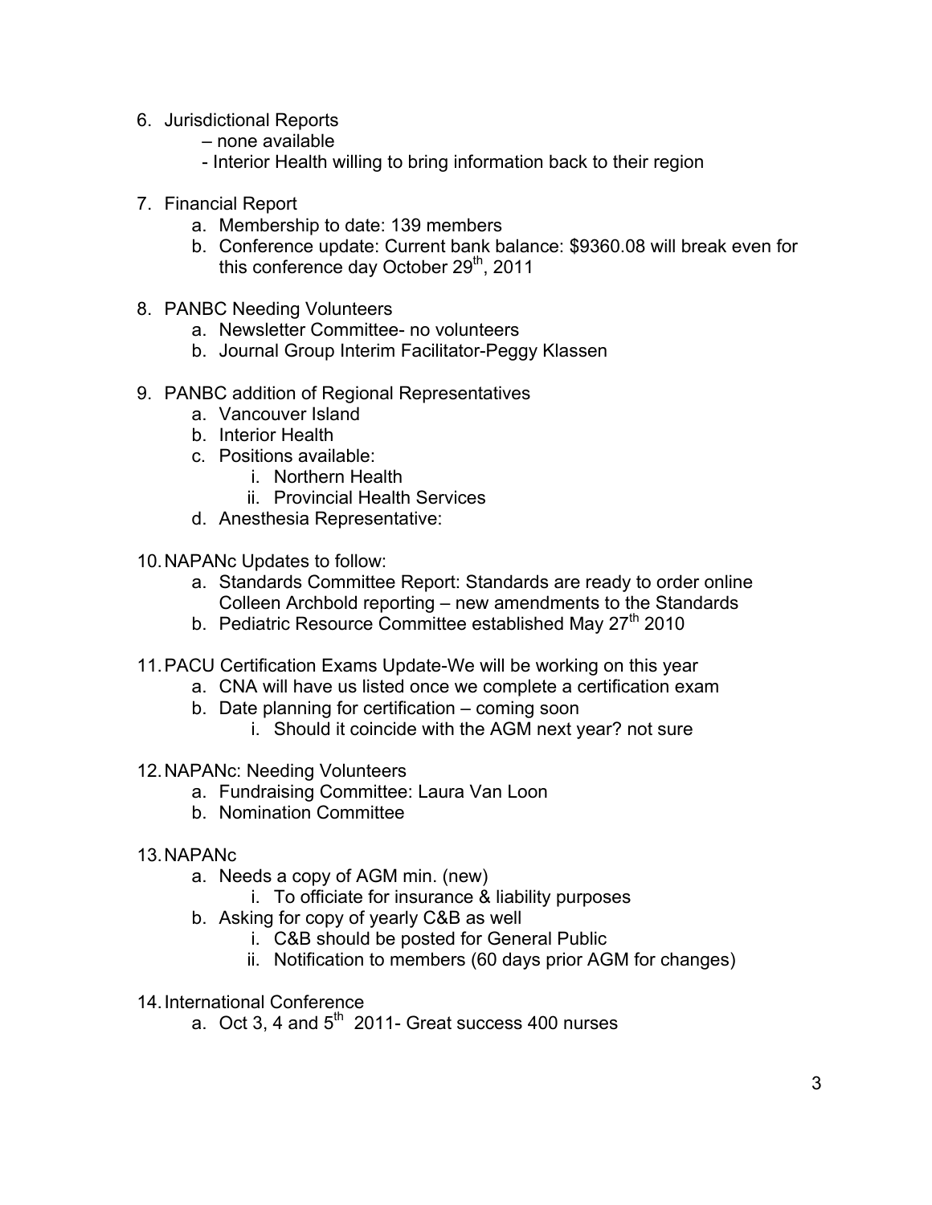6. Jurisdictional Reports
   – none available
   - Interior Health willing to bring information back to their region

7. Financial Report
   a. Membership to date: 139 members
   b. Conference update: Current bank balance: $9360.08 will break even for this conference day October 29th, 2011

8. PANBC Needing Volunteers
   a. Newsletter Committee- no volunteers
   b. Journal Group Interim Facilitator-Peggy Klassen

9. PANBC addition of Regional Representatives
   a. Vancouver Island
   b. Interior Health
   c. Positions available:
      i. Northern Health
      ii. Provincial Health Services
   d. Anesthesia Representative:

10. NAPANc Updates to follow:
    a. Standards Committee Report: Standards are ready to order online Colleen Archbold reporting – new amendments to the Standards
    b. Pediatric Resource Committee established May 27th 2010

11. PACU Certification Exams Update-We will be working on this year
    a. CNA will have us listed once we complete a certification exam
    b. Date planning for certification – coming soon
       i. Should it coincide with the AGM next year? not sure

12. NAPANc: Needing Volunteers
    a. Fundraising Committee: Laura Van Loon
    b. Nomination Committee

13. NAPANc
    a. Needs a copy of AGM min. (new)
       i. To officiate for insurance & liability purposes
    b. Asking for copy of yearly C&B as well
       i. C&B should be posted for General Public
       ii. Notification to members (60 days prior AGM for changes)

14. International Conference
    a. Oct 3, 4 and 5th 2011- Great success 400 nurses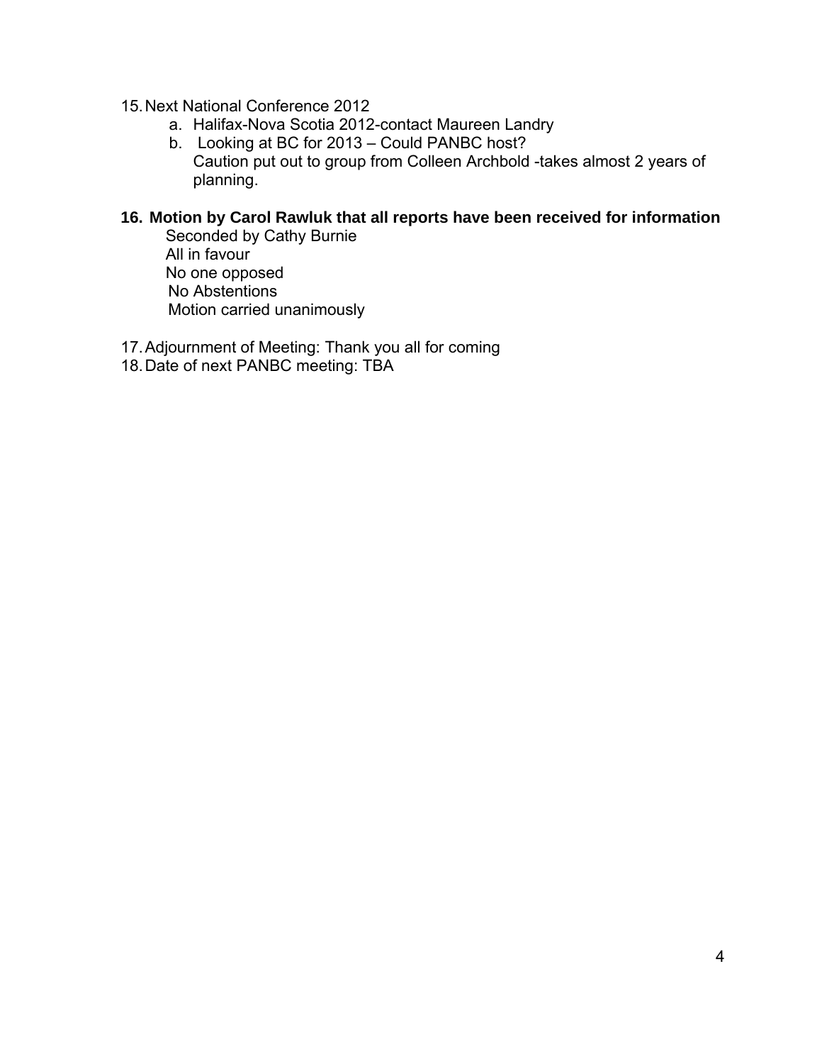15. Next National Conference 2012
    a. Halifax-Nova Scotia 2012-contact Maureen Landry
    b. Looking at BC for 2013 – Could PANBC host?
       Caution put out to group from Colleen Archbold -takes almost 2 years of planning.

**16. Motion by Carol Rawluk that all reports have been received for information**

Seconded by Cathy Burnie
All in favour
No one opposed
No Abstentions
Motion carried unanimously

17. Adjournment of Meeting: Thank you all for coming
18. Date of next PANBC meeting: TBA